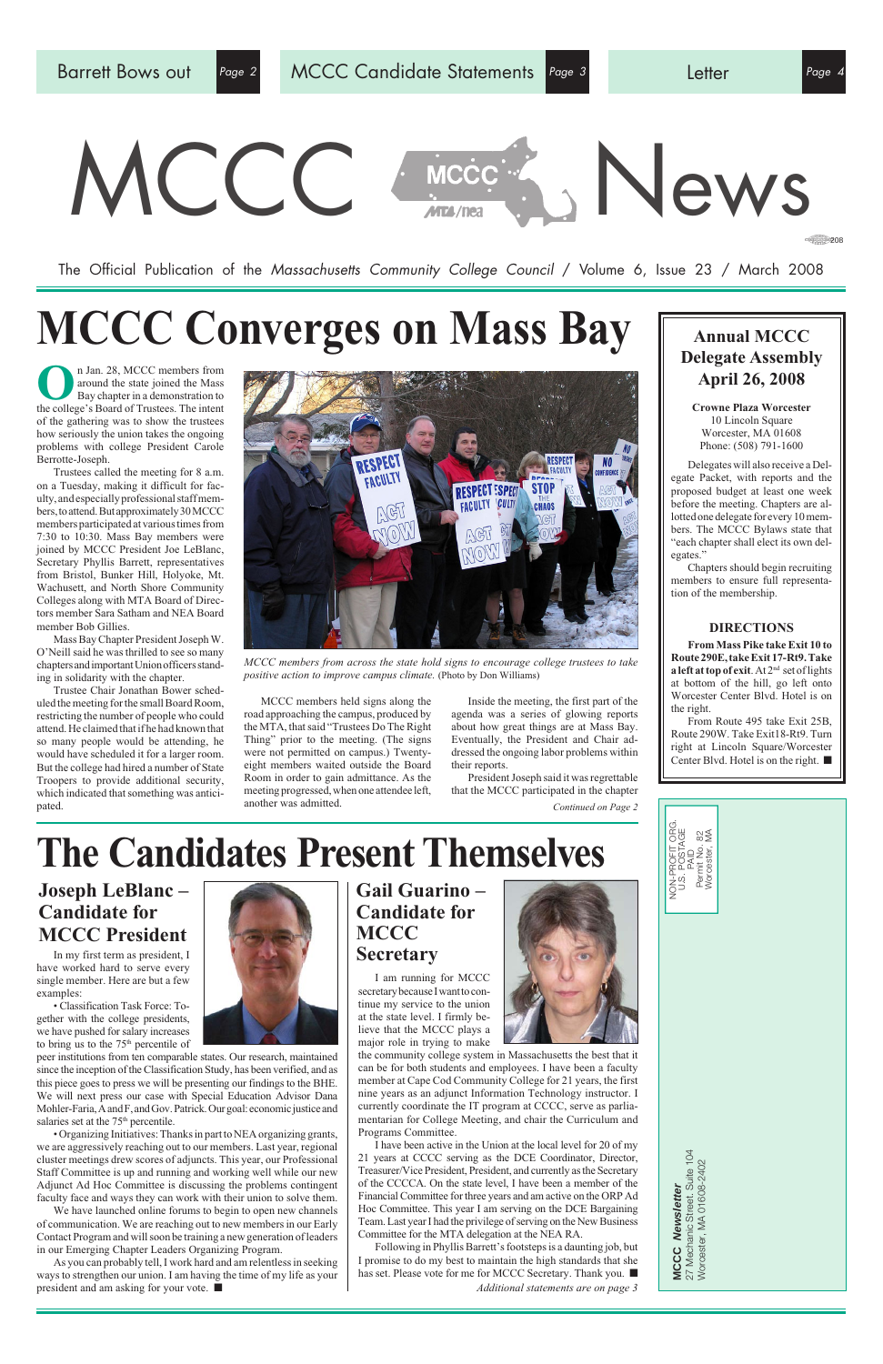Barrett Bows out *Page 2* | MCCC Candidate Statements *Page 3* | Letter *Page 4*

# MCCC News

The Official Publication of the *Massachusetts Community College Council* / Volume 6, Issue 23 / March 2008

# MCCC Converges on Mass Bay

On Jan. 28, MCCC members from around the state joined the Mass Bay chapter in a demonstration to the college's Board of Trustees. The intent of the gathering was to show the trustees how seriously the union takes the ongoing problems with college President Carole Berrotte-Joseph.

Trustees called the meeting for 8 a.m. on a Tuesday, making it difficult for faculty, and especially professional staff members, to attend. But approximately 30 MCCC members participated at various times from 7:30 to 10:30. Mass Bay members were joined by MCCC President Joe LeBlanc, Secretary Phyllis Barrett, representatives from Bristol, Bunker Hill, Holyoke, Mt. Wachusett, and North Shore Community Colleges along with MTA Board of Directors member Sara Satham and NEA Board member Bob Gillies.

Mass Bay Chapter President Joseph W. O'Neill said he was thrilled to see so many chapters and important Union officers standing in solidarity with the chapter.

Trustee Chair Jonathan Bower scheduled the meeting for the small Board Room, restricting the number of people who could attend. He claimed that if he had known that so many people would be attending, he would have scheduled it for a larger room. But the college had hired a number of State Troopers to provide additional security, which indicated that something was anticipated.

*MCCC members from across the state hold signs to encourage college trustees to take positive action to improve campus climate.* (Photo by Don Williams)

MCCC members held signs along the road approaching the campus, produced by the MTA, that said "Trustees Do The Right Thing" prior to the meeting. (The signs were not permitted on campus.) Twenty-eight members waited outside the Board Room in order to gain admittance. As the meeting progressed, when one attendee left, another was admitted.

Inside the meeting, the first part of the agenda was a series of glowing reports about how great things are at Mass Bay. Eventually, the President and Chair addressed the ongoing labor problems within their reports.

President Joseph said it was regrettable that the MCCC participated in the chapter

*Continued on Page 2*

## Annual MCCC Delegate Assembly April 26, 2008

**Crowne Plaza Worcester**
10 Lincoln Square
Worcester, MA 01608
Phone: (508) 791-1600

Delegates will also receive a Delegate Packet, with reports and the proposed budget at least one week before the meeting. Chapters are allotted one delegate for every 10 members. The MCCC Bylaws state that "each chapter shall elect its own delegates."

Chapters should begin recruiting members to ensure full representation of the membership.

### DIRECTIONS

**From Mass Pike take Exit 10 to Route 290E, take Exit 17-Rt9. Take a left at top of exit.** At 2nd set of lights at bottom of the hill, go left onto Worcester Center Blvd. Hotel is on the right.

From Route 495 take Exit 25B, Route 290W. Take Exit18-Rt9. Turn right at Lincoln Square/Worcester Center Blvd. Hotel is on the right. ■

# The Candidates Present Themselves

## Joseph LeBlanc – Candidate for MCCC President

In my first term as president, I have worked hard to serve every single member. Here are but a few examples:

• Classification Task Force: Together with the college presidents, we have pushed for salary increases to bring us to the 75th percentile of peer institutions from ten comparable states. Our research, ongoing since the inception of the Classification Study, has been verified, and as this piece goes to press we will be presenting our findings to the BHE. We will next press our case with Special Education Advisor Dana Mohler-Faria, A and F, and Gov. Patrick. Our goal: economic justice and salaries set at the 75th percentile.

• Organizing Initiatives: Thanks in part to NEA organizing grants, we are aggressively reaching out to our members. Last year, regional cluster meetings drew scores of adjuncts. This year, our Professional Staff Committee is up and running and working well while our new Adjunct Ad Hoc Committee is discussing the problems contingent faculty face and ways they can work with their union to solve them.

We have launched online forums to begin to open new channels of communication. We are reaching out to new members in our Early Contact Program and will soon be training a new generation of leaders in our Emerging Chapter Leaders Organizing Program.

As you can probably tell, I work hard and am relentless in seeking ways to strengthen our union. I am having the time of my life as your president and am asking for your vote. ■

## Gail Guarino – Candidate for MCCC Secretary

I am running for MCCC secretary because I want to continue my service to the union at the state level. I firmly believe that the MCCC plays a major role in trying to make the community college system in Massachusetts the best that it can be for both students and employees. I have been a faculty member at Cape Cod Community College for 21 years, the first nine years as an adjunct Information Technology instructor. I currently coordinate the IT program at CCCC, serve as parliamentarian for College Meeting, and chair the Curriculum and Programs Committee.

I have been active in the Union at the local level for 20 of my 21 years at CCCC serving as the DCE Coordinator, Director, Treasurer/Vice President, President, and currently as the Secretary of the CCCCA. On the state level, I have been a member of the Financial Committee for three years and am active on the ORP Ad Hoc Committee. This year I am serving on the DCE Bargaining Team. Last year I had the privilege of serving on the New Business Committee for the MTA delegation at the NEA RA.

Following in Phyllis Barrett's footsteps is a daunting job, but I promise to do my best to maintain the high standards that she has set. Please vote for me for MCCC Secretary. Thank you. ■

*Additional statements are on page 3*

NON-PROFIT ORG.
U.S. POSTAGE
PAID
Permit No. 82
Worcester, MA

**MCCC *Newsletter***
27 Mechanic Street, Suite 104
Worcester, MA 01608-2402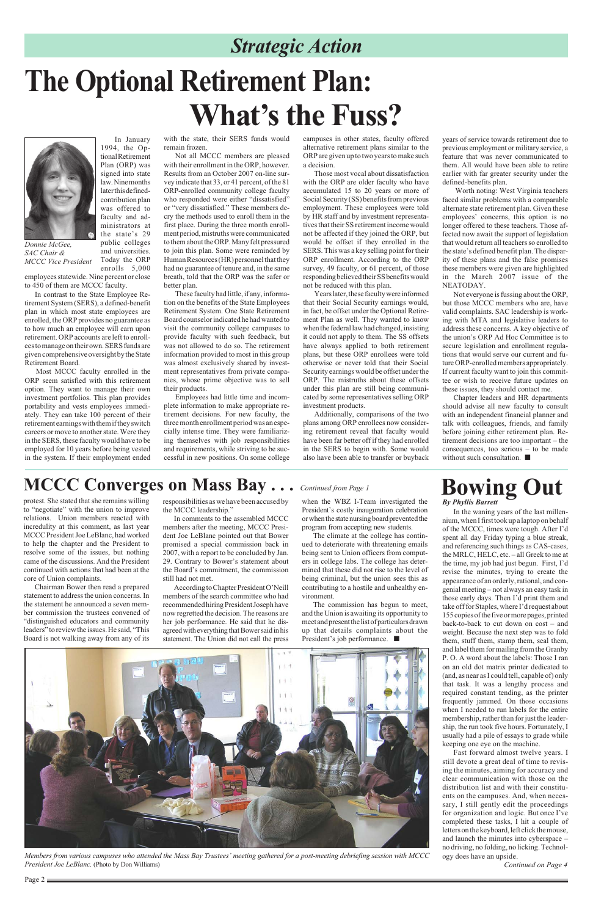## Strategic Action

# The Optional Retirement Plan: What's the Fuss?

*Donnie McGee, SAC Chair & MCCC Vice President*

In January 1994, the Optional Retirement Plan (ORP) was signed into state law. Nine months later this defined-contribution plan was offered to faculty and administrators at the state's 29 public colleges and universities. Today the ORP enrolls 5,000 employees statewide. Nine percent or close to 450 of them are MCCC faculty.

In contrast to the State Employee Retirement System (SERS), a defined-benefit plan in which most state employees are enrolled, the ORP provides no guarantee as to how much an employee will earn upon retirement. ORP accounts are left to enrollees to manage on their own. SERS funds are given comprehensive oversight by the State Retirement Board.

Most MCCC faculty enrolled in the ORP seem satisfied with this retirement option. They want to manage their own investment portfolios. This plan provides portability and vests employees immediately. They can take 100 percent of their retirement earnings with them if they switch careers or move to another state. Were they in the SERS, these faculty would have to be employed for 10 years before being vested in the system. If their employment ended with the state, their SERS funds would remain frozen.

Not all MCCC members are pleased with their enrollment in the ORP, however. Results from an October 2007 on-line survey indicate that 33, or 41 percent, of the 81 ORP-enrolled community college faculty who responded were either "dissatisfied" or "very dissatisfied." These members decry the methods used to enroll them in the first place. During the three month enrollment period, mistruths were communicated to them about the ORP. Many felt pressured to join this plan. Some were reminded by Human Resources (HR) personnel that they had no guarantee of tenure and, in the same breath, told that the ORP was the safer or better plan.

These faculty had little, if any, information on the benefits of the State Employees Retirement System. One State Retirement Board counselor indicated he had wanted to visit the community college campuses to provide faculty with such feedback, but was not allowed to do so. The retirement information provided to most in this group was almost exclusively shared by investment representatives from private companies, whose prime objective was to sell their products.

Employees had little time and incomplete information to make appropriate retirement decisions. For new faculty, the three month enrollment period was an especially intense time. They were familiarizing themselves with job responsibilities and requirements, while striving to be successful in new positions. On some college campuses in other states, faculty offered alternative retirement plans similar to the ORP are given up to two years to make such a decision.

Those most vocal about dissatisfaction with the ORP are older faculty who have accumulated 15 to 20 years or more of Social Security (SS) benefits from previous employment. These employees were told by HR staff and by investment representatives that their SS retirement income would not be affected if they joined the ORP, but would be offset if they enrolled in the SERS. This was a key selling point for their ORP enrollment. According to the ORP survey, 49 faculty, or 61 percent, of those responding believed their SS benefits would not be reduced with this plan.

Years later, these faculty were informed that their Social Security earnings would, in fact, be offset under the Optional Retirement Plan as well. They wanted to know when the federal law had changed, insisting it could not apply to them. The SS offsets have always applied to both retirement plans, but these ORP enrollees were told otherwise or never told that their Social Security earnings would be offset under the ORP. The mistruths about these offsets under this plan are still being communicated by some representatives selling ORP investment products.

Additionally, comparisons of the two plans among ORP enrollees now considering retirement reveal that faculty would have been far better off if they had enrolled in the SERS to begin with. Some would also have been able to transfer or buyback years of service towards retirement due to previous employment or military service, a feature that was never communicated to them. All would have been able to retire earlier with far greater security under the defined-benefits plan.

Worth noting: West Virginia teachers faced similar problems with a comparable alternate state retirement plan. Given these employees' concerns, this option is no longer offered to these teachers. Those affected now await the support of legislation that would return all teachers so enrolled to the state's defined benefit plan. The disparity of these plans and the false promises these members were given are highlighted in the March 2007 issue of the NEATODAY.

Not everyone is fussing about the ORP, but those MCCC members who are, have valid complaints. SAC leadership is working with MTA and legislative leaders to address these concerns. A key objective of the union's ORP Ad Hoc Committee is to secure legislation and enrollment regulations that would serve our current and future ORP-enrolled members appropriately. If current faculty want to join this committee or wish to receive future updates on these issues, they should contact me.

Chapter leaders and HR departments should advise all new faculty to consult with an independent financial planner and talk with colleagues, friends, and family before joining either retirement plan. Retirement decisions are too important – the consequences, too serious – to be made without such consultation. ■

# MCCC Converges on Mass Bay . . . *Continued from Page 1*

protest. She stated that she remains willing to "negotiate" with the union to improve relations. Union members reacted with incredulity at this comment, as last year MCCC President Joe LeBlanc, had worked to help the chapter and the President to resolve some of the issues, but nothing came of the discussions. And the President continued with actions that had been at the core of Union complaints.

Chairman Bower then read a prepared statement to address the union concerns. In the statement he announced a seven member commission the trustees convened of "distinguished educators and community leaders" to review the issues. He said, "This Board is not walking away from any of its responsibilities as we have been accused by the MCCC leadership."

In comments to the assembled MCCC members after the meeting, MCCC President Joe LeBlanc pointed out that Bower promised a special commission back in 2007, with a report to be concluded by Jan. 29. Contrary to Bower's statement about the Board's commitment, the commission still had not met.

According to Chapter President O'Neill members of the search committee who had recommended hiring President Joseph have now regretted the decision. The reasons are her job performance. He said that he disagreed with everything that Bower said in his statement. The Union did not call the press when the WBZ I-Team investigated the President's costly inauguration celebration or when the state nursing board prevented the program from accepting new students.

The climate at the college has continued to deteriorate with threatening emails being sent to Union officers from computers in college labs. The college has determined that these did not rise to the level of being criminal, but the union sees this as contributing to a hostile and unhealthy environment.

The commission has begun to meet, and the Union is awaiting its opportunity to meet and present the list of particulars drawn up that details complaints about the President's job performance. ■

*Members from various campuses who attended the Mass Bay Trustees' meeting gathered for a post-meeting debriefing session with MCCC President Joe LeBlanc.* (Photo by Don Williams)

# Bowing Out

***By Phyllis Barrett***

In the waning years of the last millennium, when I first took up a laptop on behalf of the MCCC, times were tough. After I'd spent all day Friday typing a blue streak, and referencing such things as CAS-cases, the MRLC, HELC, etc. – all Greek to me at the time, my job had just begun. First, I'd revise the minutes, trying to create the appearance of an orderly, rational, and congenial meeting – not always an easy task in those early days. Then I'd print them and take off for Staples, where I'd request about 155 copies of the five or more pages, printed back-to-back to cut down on cost – and weight. Because the next step was to fold them, stuff them, stamp them, seal them, and label them for mailing from the Granby P. O. A word about the labels: Those I ran on an old dot matrix printer dedicated to (and, as near as I could tell, capable of) only that task. It was a lengthy process and required constant tending, as the printer frequently jammed. On those occasions when I needed to run labels for the entire membership, rather than just the leadership, the run took five hours. Fortunately, I usually had a pile of essays to grade while keeping one eye on the machine.

Fast forward almost twelve years. I still devote a great deal of time to revising the minutes, aiming for accuracy and clear communication with those on the distribution list and with their constituents on the campuses. And, when necessary, I still gently edit the proceedings for organization and logic. But once I've completed these tasks, I hit a couple of letters on the keyboard, left click the mouse, and launch the minutes into cyberspace – no driving, no folding, no licking. Technology does have an upside.

*Continued on Page 4*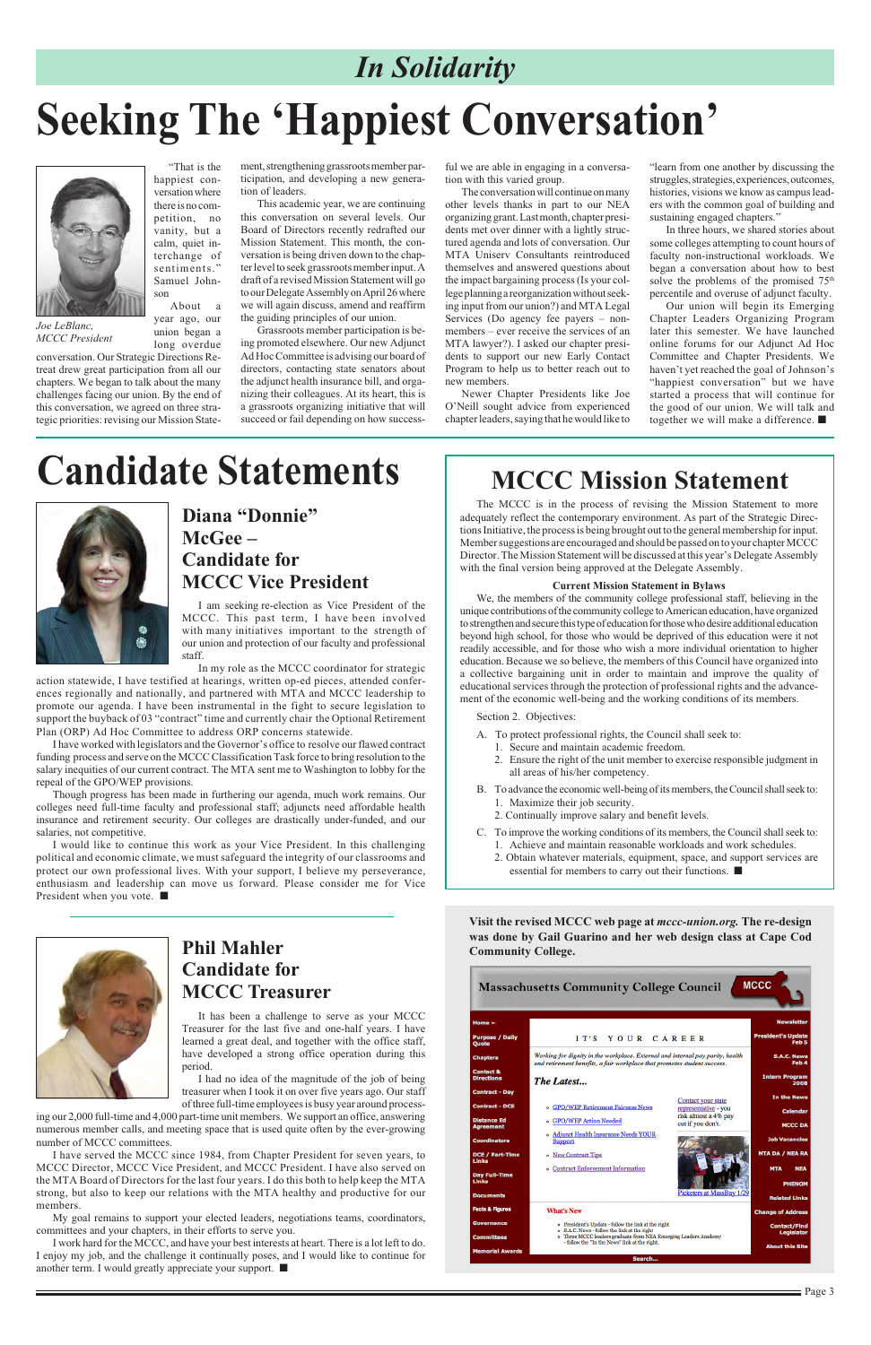## In Solidarity

# Seeking The 'Happiest Conversation'

*Joe LeBlanc, MCCC President*

"That is the happiest conversation where there is no competition, no vanity, but a calm, quiet interchange of sentiments." Samuel Johnson

About a year ago, our union began a long overdue conversation. Our Strategic Directions Retreat drew great participation from all our chapters. We began to talk about the many challenges facing our union. By the end of this conversation, we agreed on three strategic priorities: revising our Mission Statement, strengthening grassroots member participation, and developing a new generation of leaders.

This academic year, we are continuing this conversation on several levels. Our Board of Directors recently redrafted our Mission Statement. This month, the conversation is being driven down to the chapter level to seek grassroots member input. A draft of a revised Mission Statement will go to our Delegate Assembly on April 26 where we will again discuss, amend and reaffirm the guiding principles of our union.

Grassroots member participation is being promoted elsewhere. Our new Adjunct Ad Hoc Committee is advising our board of directors, contacting state senators about the adjunct health insurance bill, and organizing their colleagues. At its heart, this is a grassroots organizing initiative that will succeed or fail depending on how successful we are able in engaging in a conversation with this varied group.

The conversation will continue on many other levels thanks in part to our NEA organizing grant. Last month, chapter presidents met over dinner with a lightly structured agenda and lots of conversation. Our MTA Uniserv Consultants reintroduced themselves and answered questions about the impact bargaining process (Is your college planning a reorganization without seeking input from our union?) and MTA Legal Services (Do agency fee payers – non-members – ever receive the services of an MTA lawyer?). I asked our chapter presidents to support our new Early Contact Program to help us to better reach out to new members.

Newer Chapter Presidents like Joe O'Neill sought advice from experienced chapter leaders, saying that he would like to "learn from one another by discussing the struggles, strategies, experiences, outcomes, histories, visions we know as campus leaders with the common goal of building and sustaining engaged chapters."

In three hours, we shared stories about some colleges attempting to count hours of faculty non-instructional workloads. We began a conversation about how to best solve the problems of the promised 75th percentile and overuse of adjunct faculty.

Our union will begin its Emerging Chapter Leaders Organizing Program later this semester. We have launched online forums for our Adjunct Ad Hoc Committee and Chapter Presidents. We haven't yet reached the goal of Johnson's "happiest conversation" but we have started a process that will continue for the good of our union. We will talk and together we will make a difference. ■

# Candidate Statements

## Diana "Donnie" McGee – Candidate for MCCC Vice President

I am seeking re-election as Vice President of the MCCC. This past term, I have been involved with many initiatives important to the strength of our union and protection of our faculty and professional staff.

In my role as the MCCC coordinator for strategic action statewide, I have testified at hearings, written op-ed pieces, attended conferences regionally and nationally, and partnered with MTA and MCCC leadership to promote our agenda. I have been instrumental in the fight to secure legislation to support the buyback of 03 "contract" time and currently chair the Optional Retirement Plan (ORP) Ad Hoc Committee to address ORP concerns statewide.

I have worked with legislators and the Governor's office to resolve our flawed contract funding process and serve on the MCCC Classification Task force to bring resolution to the salary inequities of our current contract. The MTA sent me to Washington to lobby for the repeal of the GPO/WEP provisions.

Though progress has been made in furthering our agenda, much work remains. Our colleges need full-time faculty and professional staff; adjuncts need affordable health insurance and retirement security. Our colleges are drastically under-funded, and our salaries, not competitive.

I would like to continue this work as your Vice President. In this challenging political and economic climate, we must safeguard the integrity of our classrooms and protect our own professional lives. With your support, I believe my perseverance, enthusiasm and leadership can move us forward. Please consider me for Vice President when you vote. ■

## Phil Mahler Candidate for MCCC Treasurer

It has been a challenge to serve as your MCCC Treasurer for the last five and one-half years. I have learned a great deal, and together with the office staff, have developed a strong office operation during this period.

I had no idea of the magnitude of the job of being treasurer when I took it on over five years ago. Our staff of three full-time employees is busy year around processing our 2,000 full-time and 4,000 part-time unit members. We support an office, answering numerous member calls, and meeting space that is used quite often by the ever-growing number of MCCC committees.

I have served the MCCC since 1984, from Chapter President for seven years, to MCCC Director, MCCC Vice President, and MCCC President. I have also served on the MTA Board of Directors for the last four years. I do this both to help keep the MTA strong, but also to keep our relations with the MTA healthy and productive for our members.

My goal remains to support your elected leaders, negotiations teams, coordinators, committees and your chapters, in their efforts to serve you.

I work hard for the MCCC, and have your best interests at heart. There is a lot left to do. I enjoy my job, and the challenge it continually poses, and I would like to continue for another term. I would greatly appreciate your support. ■

# MCCC Mission Statement

The MCCC is in the process of revising the Mission Statement to more adequately reflect the contemporary environment. As part of the Strategic Directions Initiative, the process is being brought out to the general membership for input. Member suggestions are encouraged and should be passed on to your chapter MCCC Director. The Mission Statement will be discussed at this year's Delegate Assembly with the final version being approved at the Delegate Assembly.

**Current Mission Statement in Bylaws**

We, the members of the community college professional staff, believing in the unique contributions of the community college to American education, have organized to strengthen and secure this type of education for those who desire additional education beyond high school, for those who would be deprived of this education were it not readily accessible, and for those who wish a more individual orientation to higher education. Because we so believe, the members of this Council have organized into a collective bargaining unit in order to maintain and improve the quality of educational services through the protection of professional rights and the advancement of the economic well-being and the working conditions of its members.

Section 2. Objectives:

A. To protect professional rights, the Council shall seek to:
   1. Secure and maintain academic freedom.
   2. Ensure the right of the unit member to exercise responsible judgment in all areas of his/her competency.

B. To advance the economic well-being of its members, the Council shall seek to:
   1. Maximize their job security.
   2. Continually improve salary and benefit levels.

C. To improve the working conditions of its members, the Council shall seek to:
   1. Achieve and maintain reasonable workloads and work schedules.
   2. Obtain whatever materials, equipment, space, and support services are essential for members to carry out their functions. ■

**Visit the revised MCCC web page at *mccc-union.org.* The re-design was done by Gail Guarino and her web design class at Cape Cod Community College.**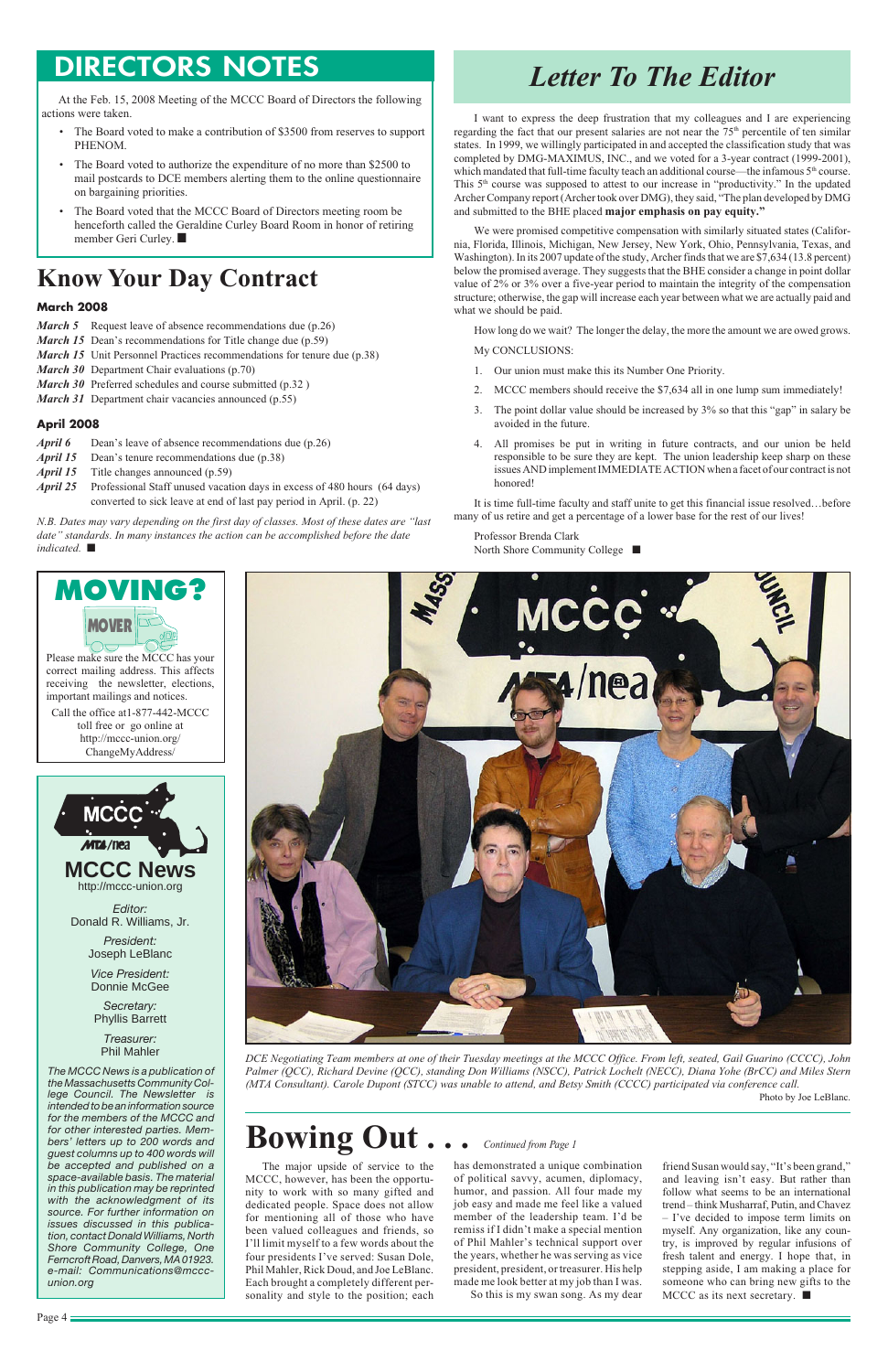## DIRECTORS NOTES

At the Feb. 15, 2008 Meeting of the MCCC Board of Directors the following actions were taken.

- The Board voted to make a contribution of $3500 from reserves to support PHENOM.
- The Board voted to authorize the expenditure of no more than $2500 to mail postcards to DCE members alerting them to the online questionnaire on bargaining priorities.
- The Board voted that the MCCC Board of Directors meeting room be henceforth called the Geraldine Curley Board Room in honor of retiring member Geri Curley. ■

# Know Your Day Contract

### March 2008

*March 5* Request leave of absence recommendations due (p.26)
*March 15* Dean's recommendations for Title change due (p.59)
*March 15* Unit Personnel Practices recommendations for tenure due (p.38)
*March 30* Department Chair evaluations (p.70)
*March 30* Preferred schedules and course submitted (p.32 )
*March 31* Department chair vacancies announced (p.55)

### April 2008

*April 6* Dean's leave of absence recommendations due (p.26)
*April 15* Dean's tenure recommendations due (p.38)
*April 15* Title changes announced (p.59)
*April 25* Professional Staff unused vacation days in excess of 480 hours (64 days) converted to sick leave at end of last pay period in April. (p. 22)

*N.B. Dates may vary depending on the first day of classes. Most of these dates are "last date" standards. In many instances the action can be accomplished before the date indicated.* ■

# Letter To The Editor

I want to express the deep frustration that my colleagues and I are experiencing regarding the fact that our present salaries are not near the 75th percentile of ten similar states. In 1999, we willingly participated in and accepted the classification study that was completed by DMG-MAXIMUS, INC., and we voted for a 3-year contract (1999-2001), which mandated that full-time faculty teach an additional course—the infamous 5th course. This 5th course was supposed to attest to our increase in "productivity." In the updated Archer Company report (Archer took over DMG), they said, "The plan developed by DMG and submitted to the BHE placed **major emphasis on pay equity."**

We were promised competitive compensation with similarly situated states (California, Florida, Illinois, Michigan, New Jersey, New York, Ohio, Pennsylvania, Texas, and Washington). In its 2007 update of the study, Archer finds that we are $7,634 (13.8 percent) below the promised average. They suggests that the BHE consider a change in point dollar value of 2% or 3% over a five-year period to maintain the integrity of the compensation structure; otherwise, the gap will increase each year between what we are actually paid and what we should be paid.

How long do we wait? The longer the delay, the more the amount we are owed grows.

My CONCLUSIONS:

1. Our union must make this its Number One Priority.
2. MCCC members should receive the $7,634 all in one lump sum immediately!
3. The point dollar value should be increased by 3% so that this "gap" in salary be avoided in the future.
4. All promises be put in writing in future contracts, and our union be held responsible to be sure they are kept. The union leadership keep sharp on these issues AND implement IMMEDIATE ACTION when a facet of our contract is not honored!

It is time full-time faculty and staff unite to get this financial issue resolved…before many of us retire and get a percentage of a lower base for the rest of our lives!

Professor Brenda Clark
North Shore Community College ■

## MOVING?

Please make sure the MCCC has your correct mailing address. This affects receiving the newsletter, elections, important mailings and notices.

Call the office at1-877-442-MCCC toll free or go online at http://mccc-union.org/ChangeMyAddress/

## MCCC News

http://mccc-union.org

*Editor:* Donald R. Williams, Jr.

*President:* Joseph LeBlanc

*Vice President:* Donnie McGee

*Secretary:* Phyllis Barrett

*Treasurer:* Phil Mahler

*The MCCC News is a publication of the Massachusetts Community College Council. The Newsletter is intended to be an information source for the members of the MCCC and for other interested parties. Members' letters up to 200 words and guest columns up to 400 words will be accepted and published on a space-available basis. The material in this publication may be reprinted with the acknowledgment of its source. For further information on issues discussed in this publication, contact Donald Williams, North Shore Community College, One Ferncroft Road, Danvers, MA 01923. e-mail: Communications@mccc-union.org*

*DCE Negotiating Team members at one of their Tuesday meetings at the MCCC Office. From left, seated, Gail Guarino (CCCC), John Palmer (QCC), Richard Devine (QCC), standing Don Williams (NSCC), Patrick Lochelt (NECC), Diana Yohe (BrCC) and Miles Stern (MTA Consultant). Carole Dupont (STCC) was unable to attend, and Betsy Smith (CCCC) participated via conference call.*

Photo by Joe LeBlanc.

# Bowing Out . . . *Continued from Page 1*

The major upside of service to the MCCC, however, has been the opportunity to work with so many gifted and dedicated people. Space does not allow for mentioning all of those who have been valued colleagues and friends, so I'll limit myself to a few words about the four presidents I've served: Susan Dole, Phil Mahler, Rick Doud, and Joe LeBlanc. Each brought a completely different personality and style to the position; each has demonstrated a unique combination of political savvy, acumen, diplomacy, humor, and passion. All four made my job easy and made me feel like a valued member of the leadership team. I'd be remiss if I didn't make a special mention of Phil Mahler's technical support over the years, whether he was serving as vice president, president, or treasurer. His help made me look better at my job than I was.

So this is my swan song. As my dear friend Susan would say, "It's been grand," and leaving isn't easy. But rather than follow what seems to be an international trend – think Musharraf, Putin, and Chavez – I've decided to impose term limits on myself. Any organization, like any country, is improved by regular infusions of fresh talent and energy. I hope that, in stepping aside, I am making a place for someone who can bring new gifts to the MCCC as its next secretary. ■